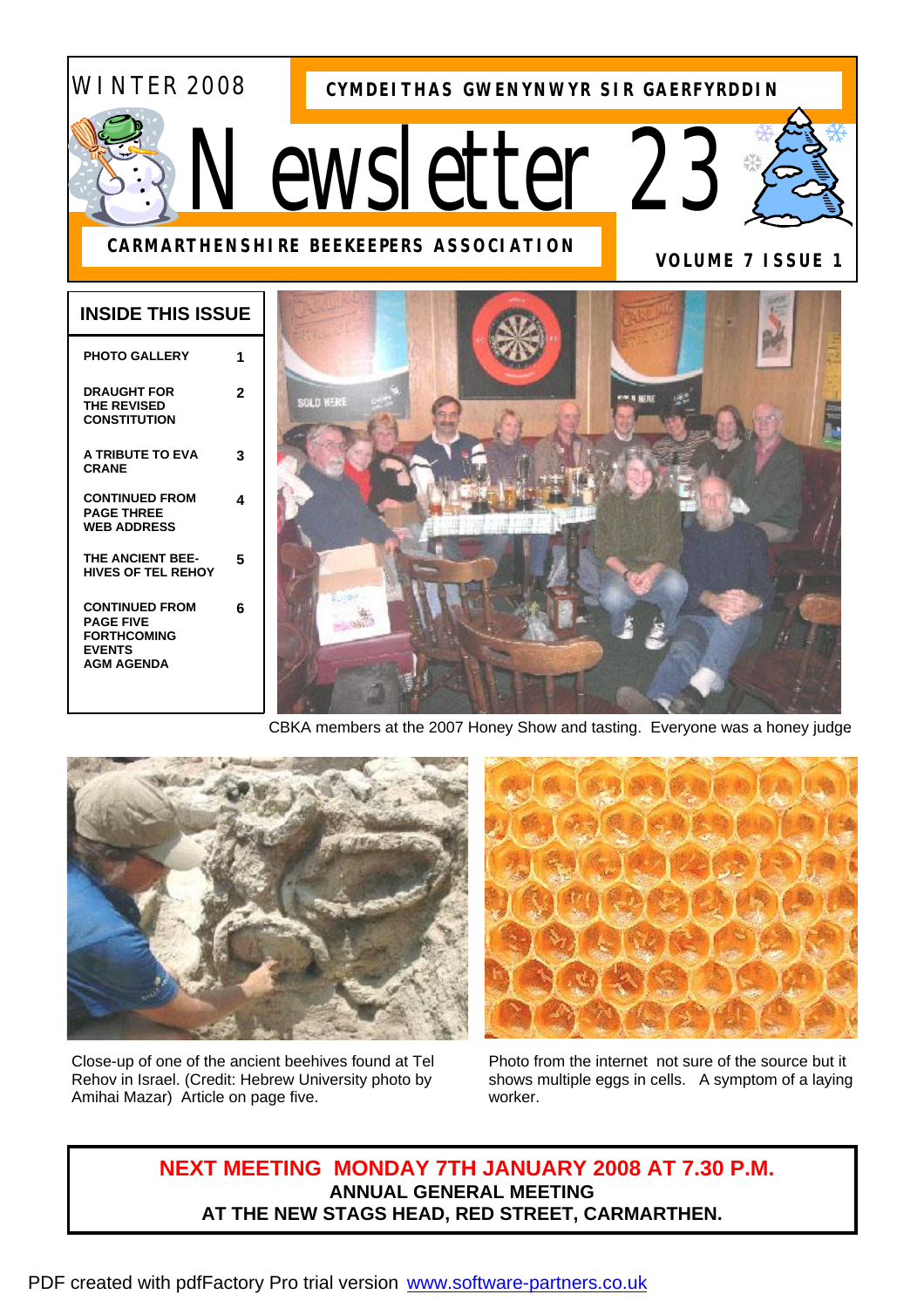WINTER 2008

**CYMDEITHAS GWENYNWYR SIR GAERFYRDDIN**

# Newsletter 23

**CARMARTHENSHIRE BEEKEEPERS ASSOCIATION**

**VOLUME 7 ISSUE 1**

## INSIDE THIS ISSUE

| | |
|---|---|
| PHOTO GALLERY | 1 |
| DRAUGHT FOR THE REVISED CONSTITUTION | 2 |
| A TRIBUTE TO EVA CRANE | 3 |
| CONTINUED FROM PAGE THREE WEB ADDRESS | 4 |
| THE ANCIENT BEE-HIVES OF TEL REHOY | 5 |
| CONTINUED FROM PAGE FIVE FORTHCOMING EVENTS AGM AGENDA | 6 |

CBKA members at the 2007 Honey Show and tasting. Everyone was a honey judge

Close-up of one of the ancient beehives found at Tel Rehov in Israel. (Credit: Hebrew University photo by Amihai Mazar) Article on page five.

Photo from the internet not sure of the source but it shows multiple eggs in cells. A symptom of a laying worker.

**NEXT MEETING MONDAY 7TH JANUARY 2008 AT 7.30 P.M.**
**ANNUAL GENERAL MEETING**
**AT THE NEW STAGS HEAD, RED STREET, CARMARTHEN.**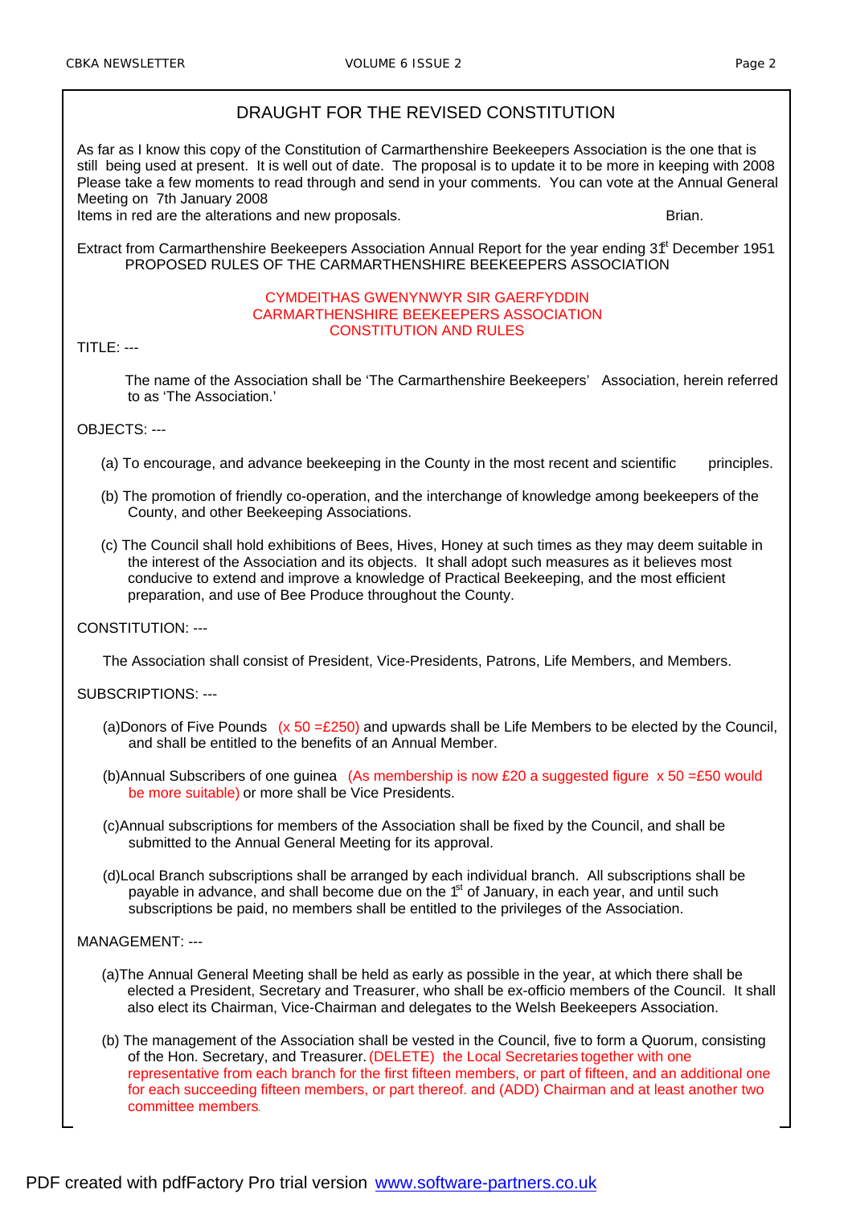## DRAUGHT FOR THE REVISED CONSTITUTION

As far as I know this copy of the Constitution of Carmarthenshire Beekeepers Association is the one that is still being used at present. It is well out of date. The proposal is to update it to be more in keeping with 2008 Please take a few moments to read through and send in your comments. You can vote at the Annual General Meeting on 7th January 2008
Items in red are the alterations and new proposals. Brian.

Extract from Carmarthenshire Beekeepers Association Annual Report for the year ending 31st December 1951
PROPOSED RULES OF THE CARMARTHENSHIRE BEEKEEPERS ASSOCIATION

CYMDEITHAS GWENYNWYR SIR GAERFYDDIN
CARMARTHENSHIRE BEEKEEPERS ASSOCIATION
CONSTITUTION AND RULES

TITLE: ---

The name of the Association shall be 'The Carmarthenshire Beekeepers' Association, herein referred to as 'The Association.'

OBJECTS: ---

(a) To encourage, and advance beekeeping in the County in the most recent and scientific principles.

(b) The promotion of friendly co-operation, and the interchange of knowledge among beekeepers of the County, and other Beekeeping Associations.

(c) The Council shall hold exhibitions of Bees, Hives, Honey at such times as they may deem suitable in the interest of the Association and its objects. It shall adopt such measures as it believes most conducive to extend and improve a knowledge of Practical Beekeeping, and the most efficient preparation, and use of Bee Produce throughout the County.

CONSTITUTION: ---

The Association shall consist of President, Vice-Presidents, Patrons, Life Members, and Members.

SUBSCRIPTIONS: ---

(a)Donors of Five Pounds (x 50 =£250) and upwards shall be Life Members to be elected by the Council, and shall be entitled to the benefits of an Annual Member.

(b)Annual Subscribers of one guinea (As membership is now £20 a suggested figure x 50 =£50 would be more suitable) or more shall be Vice Presidents.

(c)Annual subscriptions for members of the Association shall be fixed by the Council, and shall be submitted to the Annual General Meeting for its approval.

(d)Local Branch subscriptions shall be arranged by each individual branch. All subscriptions shall be payable in advance, and shall become due on the 1st of January, in each year, and until such subscriptions be paid, no members shall be entitled to the privileges of the Association.

MANAGEMENT: ---

(a)The Annual General Meeting shall be held as early as possible in the year, at which there shall be elected a President, Secretary and Treasurer, who shall be ex-officio members of the Council. It shall also elect its Chairman, Vice-Chairman and delegates to the Welsh Beekeepers Association.

(b) The management of the Association shall be vested in the Council, five to form a Quorum, consisting of the Hon. Secretary, and Treasurer. (DELETE) the Local Secretaries together with one representative from each branch for the first fifteen members, or part of fifteen, and an additional one for each succeeding fifteen members, or part thereof. and (ADD) Chairman and at least another two committee members.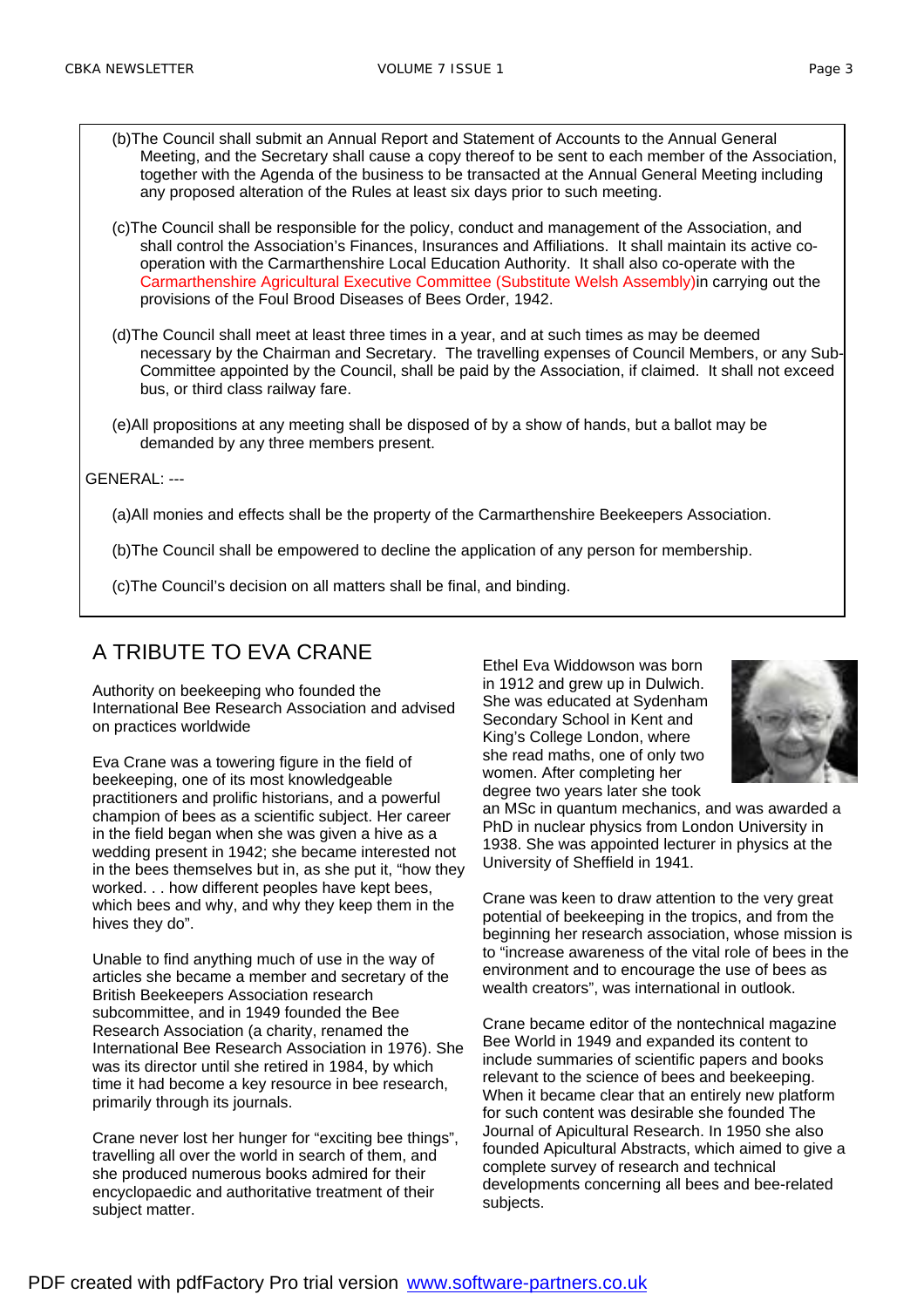(b)The Council shall submit an Annual Report and Statement of Accounts to the Annual General Meeting, and the Secretary shall cause a copy thereof to be sent to each member of the Association, together with the Agenda of the business to be transacted at the Annual General Meeting including any proposed alteration of the Rules at least six days prior to such meeting.

(c)The Council shall be responsible for the policy, conduct and management of the Association, and shall control the Association's Finances, Insurances and Affiliations. It shall maintain its active co-operation with the Carmarthenshire Local Education Authority. It shall also co-operate with the Carmarthenshire Agricultural Executive Committee (Substitute Welsh Assembly)in carrying out the provisions of the Foul Brood Diseases of Bees Order, 1942.

(d)The Council shall meet at least three times in a year, and at such times as may be deemed necessary by the Chairman and Secretary. The travelling expenses of Council Members, or any Sub-Committee appointed by the Council, shall be paid by the Association, if claimed. It shall not exceed bus, or third class railway fare.

(e)All propositions at any meeting shall be disposed of by a show of hands, but a ballot may be demanded by any three members present.

GENERAL: ---

(a)All monies and effects shall be the property of the Carmarthenshire Beekeepers Association.

(b)The Council shall be empowered to decline the application of any person for membership.

(c)The Council's decision on all matters shall be final, and binding.

# A TRIBUTE TO EVA CRANE

Authority on beekeeping who founded the International Bee Research Association and advised on practices worldwide

Eva Crane was a towering figure in the field of beekeeping, one of its most knowledgeable practitioners and prolific historians, and a powerful champion of bees as a scientific subject. Her career in the field began when she was given a hive as a wedding present in 1942; she became interested not in the bees themselves but in, as she put it, "how they worked. . . how different peoples have kept bees, which bees and why, and why they keep them in the hives they do".

Unable to find anything much of use in the way of articles she became a member and secretary of the British Beekeepers Association research subcommittee, and in 1949 founded the Bee Research Association (a charity, renamed the International Bee Research Association in 1976). She was its director until she retired in 1984, by which time it had become a key resource in bee research, primarily through its journals.

Crane never lost her hunger for "exciting bee things", travelling all over the world in search of them, and she produced numerous books admired for their encyclopaedic and authoritative treatment of their subject matter.

Ethel Eva Widdowson was born in 1912 and grew up in Dulwich. She was educated at Sydenham Secondary School in Kent and King's College London, where she read maths, one of only two women. After completing her degree two years later she took an MSc in quantum mechanics, and was awarded a PhD in nuclear physics from London University in 1938. She was appointed lecturer in physics at the University of Sheffield in 1941.

Crane was keen to draw attention to the very great potential of beekeeping in the tropics, and from the beginning her research association, whose mission is to "increase awareness of the vital role of bees in the environment and to encourage the use of bees as wealth creators", was international in outlook.

Crane became editor of the nontechnical magazine Bee World in 1949 and expanded its content to include summaries of scientific papers and books relevant to the science of bees and beekeeping. When it became clear that an entirely new platform for such content was desirable she founded The Journal of Apicultural Research. In 1950 she also founded Apicultural Abstracts, which aimed to give a complete survey of research and technical developments concerning all bees and bee-related subjects.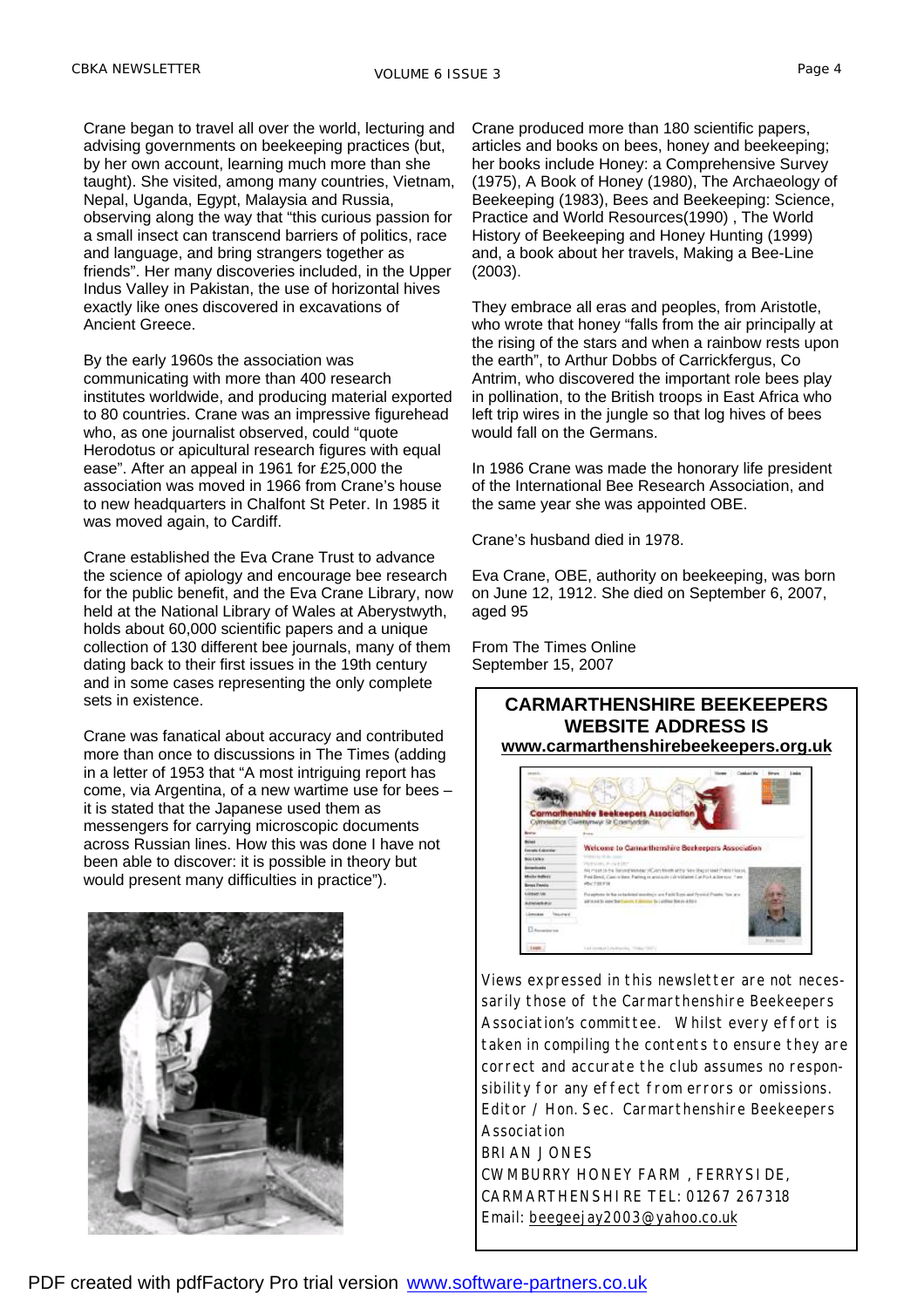Crane began to travel all over the world, lecturing and advising governments on beekeeping practices (but, by her own account, learning much more than she taught). She visited, among many countries, Vietnam, Nepal, Uganda, Egypt, Malaysia and Russia, observing along the way that "this curious passion for a small insect can transcend barriers of politics, race and language, and bring strangers together as friends". Her many discoveries included, in the Upper Indus Valley in Pakistan, the use of horizontal hives exactly like ones discovered in excavations of Ancient Greece.

By the early 1960s the association was communicating with more than 400 research institutes worldwide, and producing material exported to 80 countries. Crane was an impressive figurehead who, as one journalist observed, could "quote Herodotus or apicultural research figures with equal ease". After an appeal in 1961 for £25,000 the association was moved in 1966 from Crane's house to new headquarters in Chalfont St Peter. In 1985 it was moved again, to Cardiff.

Crane established the Eva Crane Trust to advance the science of apiology and encourage bee research for the public benefit, and the Eva Crane Library, now held at the National Library of Wales at Aberystwyth, holds about 60,000 scientific papers and a unique collection of 130 different bee journals, many of them dating back to their first issues in the 19th century and in some cases representing the only complete sets in existence.

Crane was fanatical about accuracy and contributed more than once to discussions in The Times (adding in a letter of 1953 that "A most intriguing report has come, via Argentina, of a new wartime use for bees – it is stated that the Japanese used them as messengers for carrying microscopic documents across Russian lines. How this was done I have not been able to discover: it is possible in theory but would present many difficulties in practice").

Crane produced more than 180 scientific papers, articles and books on bees, honey and beekeeping; her books include Honey: a Comprehensive Survey (1975), A Book of Honey (1980), The Archaeology of Beekeeping (1983), Bees and Beekeeping: Science, Practice and World Resources(1990) , The World History of Beekeeping and Honey Hunting (1999) and, a book about her travels, Making a Bee-Line (2003).

They embrace all eras and peoples, from Aristotle, who wrote that honey "falls from the air principally at the rising of the stars and when a rainbow rests upon the earth", to Arthur Dobbs of Carrickfergus, Co Antrim, who discovered the important role bees play in pollination, to the British troops in East Africa who left trip wires in the jungle so that log hives of bees would fall on the Germans.

In 1986 Crane was made the honorary life president of the International Bee Research Association, and the same year she was appointed OBE.

Crane's husband died in 1978.

Eva Crane, OBE, authority on beekeeping, was born on June 12, 1912. She died on September 6, 2007, aged 95

From The Times Online
September 15, 2007

**CARMARTHENSHIRE BEEKEEPERS WEBSITE ADDRESS IS**
**www.carmarthenshirebeekeepers.org.uk**

Views expressed in this newsletter are not necessarily those of the Carmarthenshire Beekeepers Association's committee. Whilst every effort is taken in compiling the contents to ensure they are correct and accurate the club assumes no responsibility for any effect from errors or omissions.
Editor / Hon. Sec. Carmarthenshire Beekeepers Association
BRIAN JONES
CWMBURRY HONEY FARM , FERRYSIDE, CARMARTHENSHIRE TEL: 01267 267318
Email: beegeejay2003@yahoo.co.uk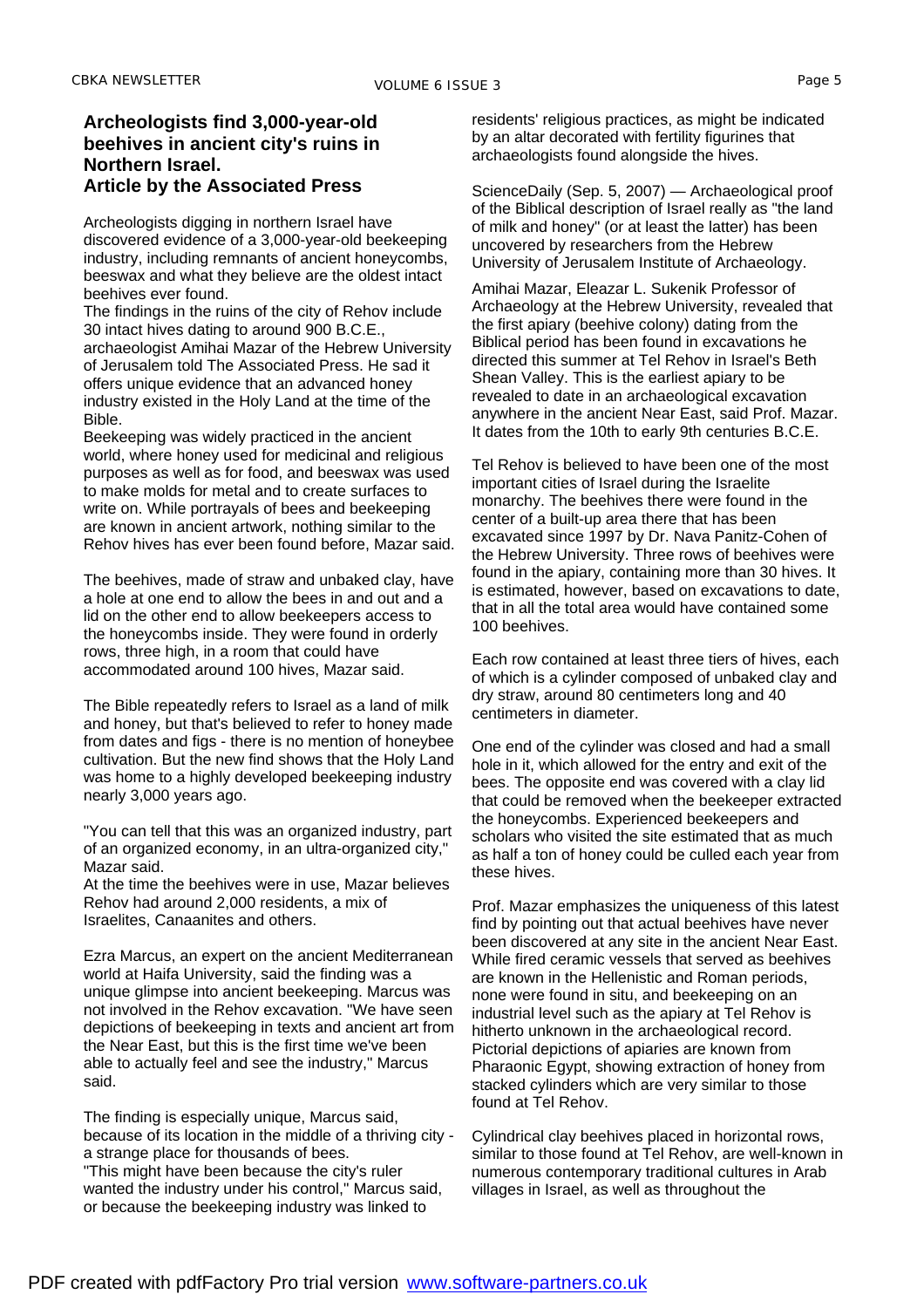## Archeologists find 3,000-year-old beehives in ancient city's ruins in Northern Israel.
## Article by the Associated Press

Archeologists digging in northern Israel have discovered evidence of a 3,000-year-old beekeeping industry, including remnants of ancient honeycombs, beeswax and what they believe are the oldest intact beehives ever found.

The findings in the ruins of the city of Rehov include 30 intact hives dating to around 900 B.C.E., archaeologist Amihai Mazar of the Hebrew University of Jerusalem told The Associated Press. He sad it offers unique evidence that an advanced honey industry existed in the Holy Land at the time of the Bible.

Beekeeping was widely practiced in the ancient world, where honey used for medicinal and religious purposes as well as for food, and beeswax was used to make molds for metal and to create surfaces to write on. While portrayals of bees and beekeeping are known in ancient artwork, nothing similar to the Rehov hives has ever been found before, Mazar said.

The beehives, made of straw and unbaked clay, have a hole at one end to allow the bees in and out and a lid on the other end to allow beekeepers access to the honeycombs inside. They were found in orderly rows, three high, in a room that could have accommodated around 100 hives, Mazar said.

The Bible repeatedly refers to Israel as a land of milk and honey, but that's believed to refer to honey made from dates and figs - there is no mention of honeybee cultivation. But the new find shows that the Holy Land was home to a highly developed beekeeping industry nearly 3,000 years ago.

"You can tell that this was an organized industry, part of an organized economy, in an ultra-organized city," Mazar said.

At the time the beehives were in use, Mazar believes Rehov had around 2,000 residents, a mix of Israelites, Canaanites and others.

Ezra Marcus, an expert on the ancient Mediterranean world at Haifa University, said the finding was a unique glimpse into ancient beekeeping. Marcus was not involved in the Rehov excavation. "We have seen depictions of beekeeping in texts and ancient art from the Near East, but this is the first time we've been able to actually feel and see the industry," Marcus said.

The finding is especially unique, Marcus said, because of its location in the middle of a thriving city - a strange place for thousands of bees.

"This might have been because the city's ruler wanted the industry under his control," Marcus said, or because the beekeeping industry was linked to residents' religious practices, as might be indicated by an altar decorated with fertility figurines that archaeologists found alongside the hives.

ScienceDaily (Sep. 5, 2007) — Archaeological proof of the Biblical description of Israel really as "the land of milk and honey" (or at least the latter) has been uncovered by researchers from the Hebrew University of Jerusalem Institute of Archaeology.

Amihai Mazar, Eleazar L. Sukenik Professor of Archaeology at the Hebrew University, revealed that the first apiary (beehive colony) dating from the Biblical period has been found in excavations he directed this summer at Tel Rehov in Israel's Beth Shean Valley. This is the earliest apiary to be revealed to date in an archaeological excavation anywhere in the ancient Near East, said Prof. Mazar. It dates from the 10th to early 9th centuries B.C.E.

Tel Rehov is believed to have been one of the most important cities of Israel during the Israelite monarchy. The beehives there were found in the center of a built-up area there that has been excavated since 1997 by Dr. Nava Panitz-Cohen of the Hebrew University. Three rows of beehives were found in the apiary, containing more than 30 hives. It is estimated, however, based on excavations to date, that in all the total area would have contained some 100 beehives.

Each row contained at least three tiers of hives, each of which is a cylinder composed of unbaked clay and dry straw, around 80 centimeters long and 40 centimeters in diameter.

One end of the cylinder was closed and had a small hole in it, which allowed for the entry and exit of the bees. The opposite end was covered with a clay lid that could be removed when the beekeeper extracted the honeycombs. Experienced beekeepers and scholars who visited the site estimated that as much as half a ton of honey could be culled each year from these hives.

Prof. Mazar emphasizes the uniqueness of this latest find by pointing out that actual beehives have never been discovered at any site in the ancient Near East. While fired ceramic vessels that served as beehives are known in the Hellenistic and Roman periods, none were found in situ, and beekeeping on an industrial level such as the apiary at Tel Rehov is hitherto unknown in the archaeological record. Pictorial depictions of apiaries are known from Pharaonic Egypt, showing extraction of honey from stacked cylinders which are very similar to those found at Tel Rehov.

Cylindrical clay beehives placed in horizontal rows, similar to those found at Tel Rehov, are well-known in numerous contemporary traditional cultures in Arab villages in Israel, as well as throughout the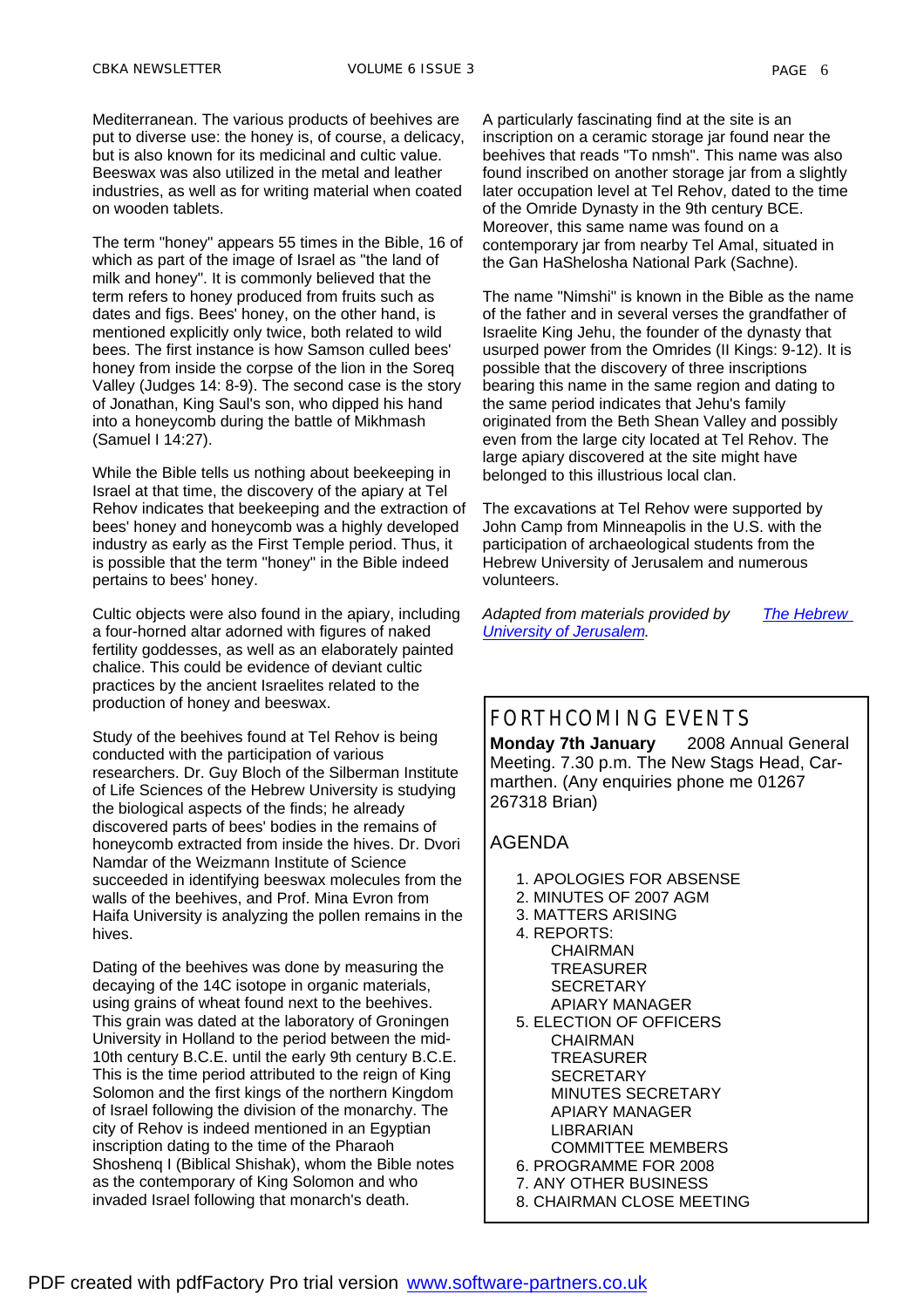Mediterranean. The various products of beehives are put to diverse use: the honey is, of course, a delicacy, but is also known for its medicinal and cultic value. Beeswax was also utilized in the metal and leather industries, as well as for writing material when coated on wooden tablets.

The term "honey" appears 55 times in the Bible, 16 of which as part of the image of Israel as "the land of milk and honey". It is commonly believed that the term refers to honey produced from fruits such as dates and figs. Bees' honey, on the other hand, is mentioned explicitly only twice, both related to wild bees. The first instance is how Samson culled bees' honey from inside the corpse of the lion in the Soreq Valley (Judges 14: 8-9). The second case is the story of Jonathan, King Saul's son, who dipped his hand into a honeycomb during the battle of Mikhmash (Samuel I 14:27).

While the Bible tells us nothing about beekeeping in Israel at that time, the discovery of the apiary at Tel Rehov indicates that beekeeping and the extraction of bees' honey and honeycomb was a highly developed industry as early as the First Temple period. Thus, it is possible that the term "honey" in the Bible indeed pertains to bees' honey.

Cultic objects were also found in the apiary, including a four-horned altar adorned with figures of naked fertility goddesses, as well as an elaborately painted chalice. This could be evidence of deviant cultic practices by the ancient Israelites related to the production of honey and beeswax.

Study of the beehives found at Tel Rehov is being conducted with the participation of various researchers. Dr. Guy Bloch of the Silberman Institute of Life Sciences of the Hebrew University is studying the biological aspects of the finds; he already discovered parts of bees' bodies in the remains of honeycomb extracted from inside the hives. Dr. Dvori Namdar of the Weizmann Institute of Science succeeded in identifying beeswax molecules from the walls of the beehives, and Prof. Mina Evron from Haifa University is analyzing the pollen remains in the hives.

Dating of the beehives was done by measuring the decaying of the 14C isotope in organic materials, using grains of wheat found next to the beehives. This grain was dated at the laboratory of Groningen University in Holland to the period between the mid-10th century B.C.E. until the early 9th century B.C.E. This is the time period attributed to the reign of King Solomon and the first kings of the northern Kingdom of Israel following the division of the monarchy. The city of Rehov is indeed mentioned in an Egyptian inscription dating to the time of the Pharaoh Shoshenq I (Biblical Shishak), whom the Bible notes as the contemporary of King Solomon and who invaded Israel following that monarch's death.

A particularly fascinating find at the site is an inscription on a ceramic storage jar found near the beehives that reads "To nmsh". This name was also found inscribed on another storage jar from a slightly later occupation level at Tel Rehov, dated to the time of the Omride Dynasty in the 9th century BCE. Moreover, this same name was found on a contemporary jar from nearby Tel Amal, situated in the Gan HaShelosha National Park (Sachne).

The name "Nimshi" is known in the Bible as the name of the father and in several verses the grandfather of Israelite King Jehu, the founder of the dynasty that usurped power from the Omrides (II Kings: 9-12). It is possible that the discovery of three inscriptions bearing this name in the same region and dating to the same period indicates that Jehu's family originated from the Beth Shean Valley and possibly even from the large city located at Tel Rehov. The large apiary discovered at the site might have belonged to this illustrious local clan.

The excavations at Tel Rehov were supported by John Camp from Minneapolis in the U.S. with the participation of archaeological students from the Hebrew University of Jerusalem and numerous volunteers.

*Adapted from materials provided by [The Hebrew University of Jerusalem](#).*

## FORTHCOMING EVENTS

**Monday 7th January** 2008 Annual General Meeting. 7.30 p.m. The New Stags Head, Carmarthen. (Any enquiries phone me 01267 267318 Brian)

### AGENDA

1. APOLOGIES FOR ABSENSE
2. MINUTES OF 2007 AGM
3. MATTERS ARISING
4. REPORTS:
   - CHAIRMAN
   - TREASURER
   - SECRETARY
   - APIARY MANAGER
5. ELECTION OF OFFICERS
   - CHAIRMAN
   - TREASURER
   - SECRETARY
   - MINUTES SECRETARY
   - APIARY MANAGER
   - LIBRARIAN
   - COMMITTEE MEMBERS
6. PROGRAMME FOR 2008
7. ANY OTHER BUSINESS
8. CHAIRMAN CLOSE MEETING